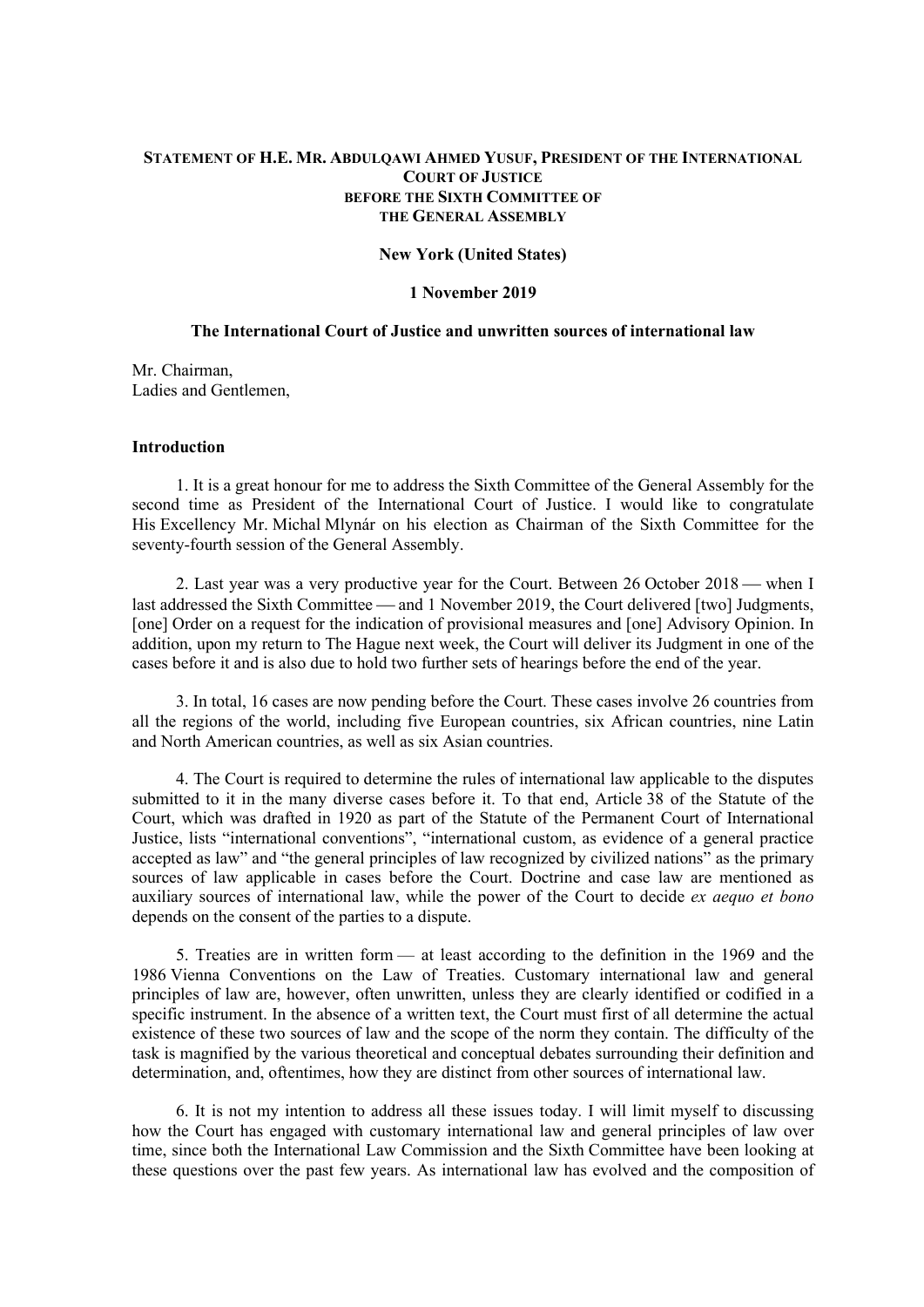**STATEMENT OF H.E. MR. ABDULQAWI AHMED YUSUF, PRESIDENT OF THE INTERNATIONAL COURT OF JUSTICE BEFORE THE SIXTH COMMITTEE OF THE GENERAL ASSEMBLY**

**New York (United States)**

**1 November 2019**

**The International Court of Justice and unwritten sources of international law**

Mr. Chairman,
Ladies and Gentlemen,

## Introduction

1. It is a great honour for me to address the Sixth Committee of the General Assembly for the second time as President of the International Court of Justice. I would like to congratulate His Excellency Mr. Michal Mlynár on his election as Chairman of the Sixth Committee for the seventy-fourth session of the General Assembly.

2. Last year was a very productive year for the Court. Between 26 October 2018 — when I last addressed the Sixth Committee — and 1 November 2019, the Court delivered [two] Judgments, [one] Order on a request for the indication of provisional measures and [one] Advisory Opinion. In addition, upon my return to The Hague next week, the Court will deliver its Judgment in one of the cases before it and is also due to hold two further sets of hearings before the end of the year.

3. In total, 16 cases are now pending before the Court. These cases involve 26 countries from all the regions of the world, including five European countries, six African countries, nine Latin and North American countries, as well as six Asian countries.

4. The Court is required to determine the rules of international law applicable to the disputes submitted to it in the many diverse cases before it. To that end, Article 38 of the Statute of the Court, which was drafted in 1920 as part of the Statute of the Permanent Court of International Justice, lists "international conventions", "international custom, as evidence of a general practice accepted as law" and "the general principles of law recognized by civilized nations" as the primary sources of law applicable in cases before the Court. Doctrine and case law are mentioned as auxiliary sources of international law, while the power of the Court to decide *ex aequo et bono* depends on the consent of the parties to a dispute.

5. Treaties are in written form — at least according to the definition in the 1969 and the 1986 Vienna Conventions on the Law of Treaties. Customary international law and general principles of law are, however, often unwritten, unless they are clearly identified or codified in a specific instrument. In the absence of a written text, the Court must first of all determine the actual existence of these two sources of law and the scope of the norm they contain. The difficulty of the task is magnified by the various theoretical and conceptual debates surrounding their definition and determination, and, oftentimes, how they are distinct from other sources of international law.

6. It is not my intention to address all these issues today. I will limit myself to discussing how the Court has engaged with customary international law and general principles of law over time, since both the International Law Commission and the Sixth Committee have been looking at these questions over the past few years. As international law has evolved and the composition of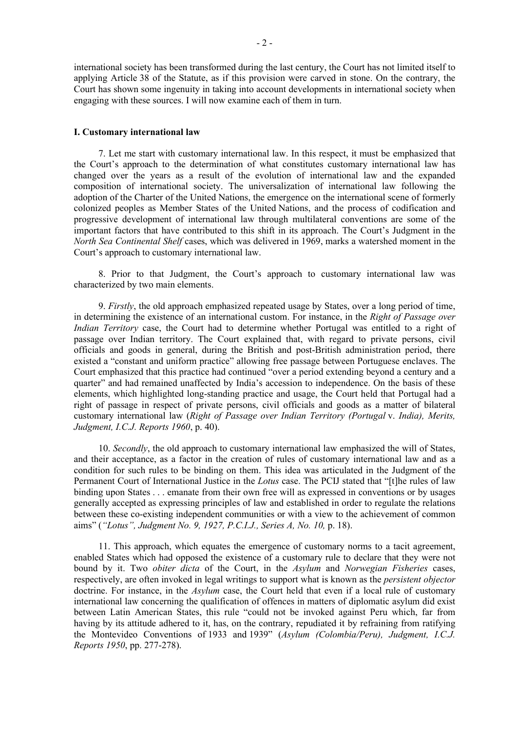international society has been transformed during the last century, the Court has not limited itself to applying Article 38 of the Statute, as if this provision were carved in stone. On the contrary, the Court has shown some ingenuity in taking into account developments in international society when engaging with these sources. I will now examine each of them in turn.

## I. Customary international law

7. Let me start with customary international law. In this respect, it must be emphasized that the Court's approach to the determination of what constitutes customary international law has changed over the years as a result of the evolution of international law and the expanded composition of international society. The universalization of international law following the adoption of the Charter of the United Nations, the emergence on the international scene of formerly colonized peoples as Member States of the United Nations, and the process of codification and progressive development of international law through multilateral conventions are some of the important factors that have contributed to this shift in its approach. The Court's Judgment in the *North Sea Continental Shelf* cases, which was delivered in 1969, marks a watershed moment in the Court's approach to customary international law.

8. Prior to that Judgment, the Court's approach to customary international law was characterized by two main elements.

9. *Firstly*, the old approach emphasized repeated usage by States, over a long period of time, in determining the existence of an international custom. For instance, in the *Right of Passage over Indian Territory* case, the Court had to determine whether Portugal was entitled to a right of passage over Indian territory. The Court explained that, with regard to private persons, civil officials and goods in general, during the British and post-British administration period, there existed a "constant and uniform practice" allowing free passage between Portuguese enclaves. The Court emphasized that this practice had continued "over a period extending beyond a century and a quarter" and had remained unaffected by India's accession to independence. On the basis of these elements, which highlighted long-standing practice and usage, the Court held that Portugal had a right of passage in respect of private persons, civil officials and goods as a matter of bilateral customary international law (*Right of Passage over Indian Territory (Portugal* v. *India), Merits, Judgment, I.C.J. Reports 1960*, p. 40).

10. *Secondly*, the old approach to customary international law emphasized the will of States, and their acceptance, as a factor in the creation of rules of customary international law and as a condition for such rules to be binding on them. This idea was articulated in the Judgment of the Permanent Court of International Justice in the *Lotus* case. The PCIJ stated that "[t]he rules of law binding upon States . . . emanate from their own free will as expressed in conventions or by usages generally accepted as expressing principles of law and established in order to regulate the relations between these co-existing independent communities or with a view to the achievement of common aims" (*"Lotus", Judgment No. 9, 1927, P.C.I.J., Series A, No. 10,* p. 18).

11. This approach, which equates the emergence of customary norms to a tacit agreement, enabled States which had opposed the existence of a customary rule to declare that they were not bound by it. Two *obiter dicta* of the Court, in the *Asylum* and *Norwegian Fisheries* cases, respectively, are often invoked in legal writings to support what is known as the *persistent objector* doctrine. For instance, in the *Asylum* case, the Court held that even if a local rule of customary international law concerning the qualification of offences in matters of diplomatic asylum did exist between Latin American States, this rule "could not be invoked against Peru which, far from having by its attitude adhered to it, has, on the contrary, repudiated it by refraining from ratifying the Montevideo Conventions of 1933 and 1939" (*Asylum (Colombia/Peru), Judgment, I.C.J. Reports 1950*, pp. 277-278).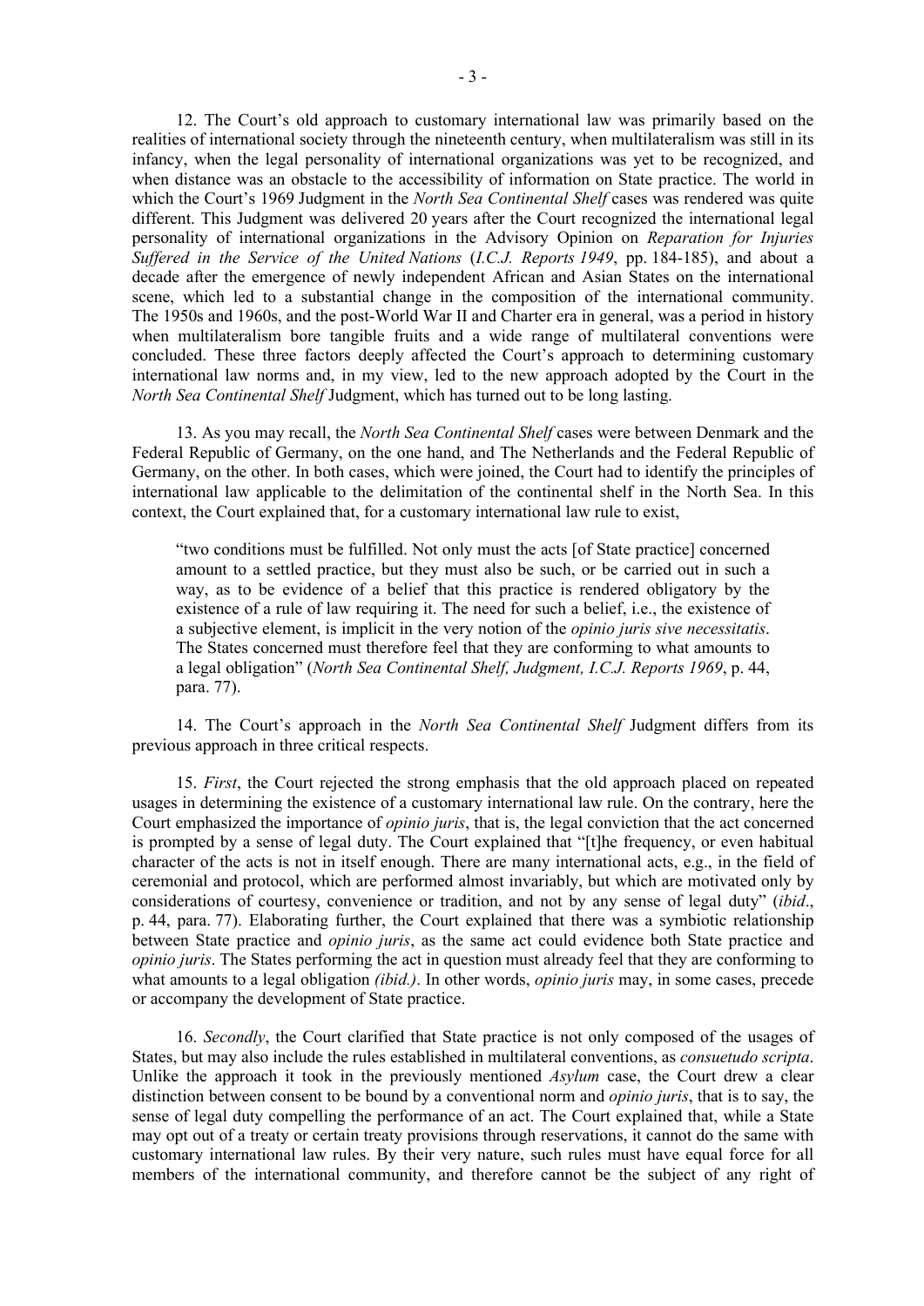12. The Court's old approach to customary international law was primarily based on the realities of international society through the nineteenth century, when multilateralism was still in its infancy, when the legal personality of international organizations was yet to be recognized, and when distance was an obstacle to the accessibility of information on State practice. The world in which the Court's 1969 Judgment in the *North Sea Continental Shelf* cases was rendered was quite different. This Judgment was delivered 20 years after the Court recognized the international legal personality of international organizations in the Advisory Opinion on *Reparation for Injuries Suffered in the Service of the United Nations* (*I.C.J. Reports 1949*, pp. 184-185), and about a decade after the emergence of newly independent African and Asian States on the international scene, which led to a substantial change in the composition of the international community. The 1950s and 1960s, and the post-World War II and Charter era in general, was a period in history when multilateralism bore tangible fruits and a wide range of multilateral conventions were concluded. These three factors deeply affected the Court's approach to determining customary international law norms and, in my view, led to the new approach adopted by the Court in the *North Sea Continental Shelf* Judgment, which has turned out to be long lasting.

13. As you may recall, the *North Sea Continental Shelf* cases were between Denmark and the Federal Republic of Germany, on the one hand, and The Netherlands and the Federal Republic of Germany, on the other. In both cases, which were joined, the Court had to identify the principles of international law applicable to the delimitation of the continental shelf in the North Sea. In this context, the Court explained that, for a customary international law rule to exist,

> "two conditions must be fulfilled. Not only must the acts [of State practice] concerned amount to a settled practice, but they must also be such, or be carried out in such a way, as to be evidence of a belief that this practice is rendered obligatory by the existence of a rule of law requiring it. The need for such a belief, i.e., the existence of a subjective element, is implicit in the very notion of the *opinio juris sive necessitatis*. The States concerned must therefore feel that they are conforming to what amounts to a legal obligation" (*North Sea Continental Shelf, Judgment, I.C.J. Reports 1969*, p. 44, para. 77).

14. The Court's approach in the *North Sea Continental Shelf* Judgment differs from its previous approach in three critical respects.

15. *First*, the Court rejected the strong emphasis that the old approach placed on repeated usages in determining the existence of a customary international law rule. On the contrary, here the Court emphasized the importance of *opinio juris*, that is, the legal conviction that the act concerned is prompted by a sense of legal duty. The Court explained that "[t]he frequency, or even habitual character of the acts is not in itself enough. There are many international acts, e.g., in the field of ceremonial and protocol, which are performed almost invariably, but which are motivated only by considerations of courtesy, convenience or tradition, and not by any sense of legal duty" (*ibid*., p. 44, para. 77). Elaborating further, the Court explained that there was a symbiotic relationship between State practice and *opinio juris*, as the same act could evidence both State practice and *opinio juris*. The States performing the act in question must already feel that they are conforming to what amounts to a legal obligation *(ibid.)*. In other words, *opinio juris* may, in some cases, precede or accompany the development of State practice.

16. *Secondly*, the Court clarified that State practice is not only composed of the usages of States, but may also include the rules established in multilateral conventions, as *consuetudo scripta*. Unlike the approach it took in the previously mentioned *Asylum* case, the Court drew a clear distinction between consent to be bound by a conventional norm and *opinio juris*, that is to say, the sense of legal duty compelling the performance of an act. The Court explained that, while a State may opt out of a treaty or certain treaty provisions through reservations, it cannot do the same with customary international law rules. By their very nature, such rules must have equal force for all members of the international community, and therefore cannot be the subject of any right of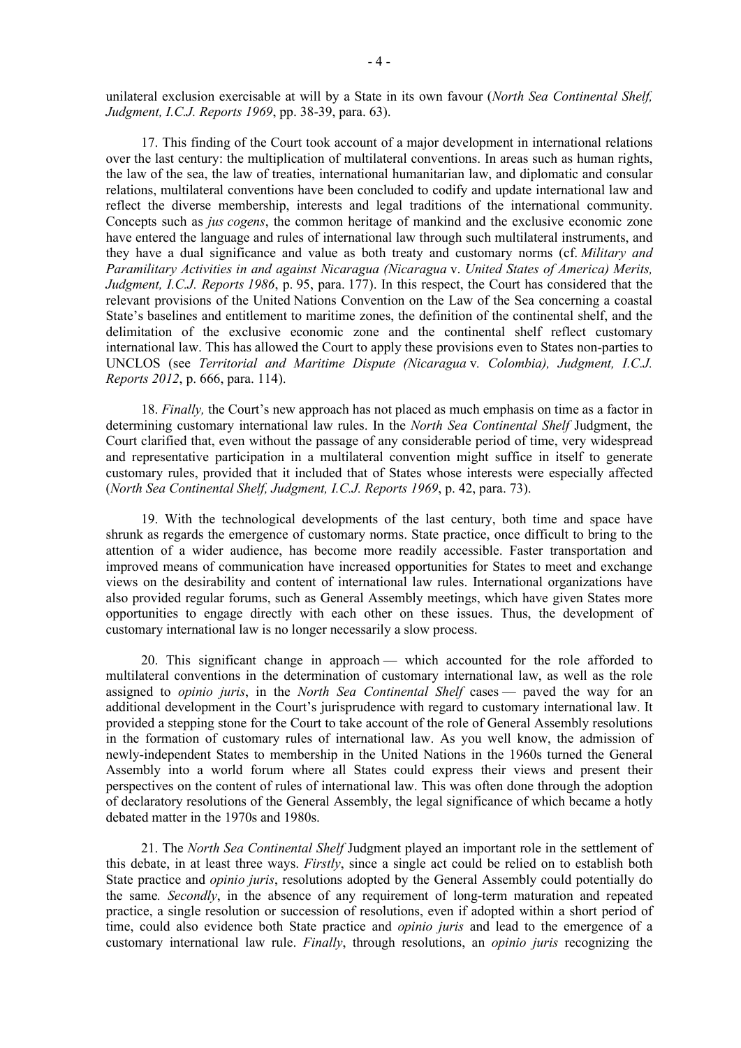unilateral exclusion exercisable at will by a State in its own favour (*North Sea Continental Shelf, Judgment, I.C.J. Reports 1969*, pp. 38-39, para. 63).

17. This finding of the Court took account of a major development in international relations over the last century: the multiplication of multilateral conventions. In areas such as human rights, the law of the sea, the law of treaties, international humanitarian law, and diplomatic and consular relations, multilateral conventions have been concluded to codify and update international law and reflect the diverse membership, interests and legal traditions of the international community. Concepts such as *jus cogens*, the common heritage of mankind and the exclusive economic zone have entered the language and rules of international law through such multilateral instruments, and they have a dual significance and value as both treaty and customary norms (cf. *Military and Paramilitary Activities in and against Nicaragua (Nicaragua* v. *United States of America) Merits, Judgment, I.C.J. Reports 1986*, p. 95, para. 177). In this respect, the Court has considered that the relevant provisions of the United Nations Convention on the Law of the Sea concerning a coastal State's baselines and entitlement to maritime zones, the definition of the continental shelf, and the delimitation of the exclusive economic zone and the continental shelf reflect customary international law. This has allowed the Court to apply these provisions even to States non-parties to UNCLOS (see *Territorial and Maritime Dispute (Nicaragua* v. *Colombia), Judgment, I.C.J. Reports 2012*, p. 666, para. 114).

18. *Finally,* the Court's new approach has not placed as much emphasis on time as a factor in determining customary international law rules. In the *North Sea Continental Shelf* Judgment, the Court clarified that, even without the passage of any considerable period of time, very widespread and representative participation in a multilateral convention might suffice in itself to generate customary rules, provided that it included that of States whose interests were especially affected (*North Sea Continental Shelf, Judgment, I.C.J. Reports 1969*, p. 42, para. 73).

19. With the technological developments of the last century, both time and space have shrunk as regards the emergence of customary norms. State practice, once difficult to bring to the attention of a wider audience, has become more readily accessible. Faster transportation and improved means of communication have increased opportunities for States to meet and exchange views on the desirability and content of international law rules. International organizations have also provided regular forums, such as General Assembly meetings, which have given States more opportunities to engage directly with each other on these issues. Thus, the development of customary international law is no longer necessarily a slow process.

20. This significant change in approach — which accounted for the role afforded to multilateral conventions in the determination of customary international law, as well as the role assigned to *opinio juris*, in the *North Sea Continental Shelf* cases — paved the way for an additional development in the Court's jurisprudence with regard to customary international law. It provided a stepping stone for the Court to take account of the role of General Assembly resolutions in the formation of customary rules of international law. As you well know, the admission of newly-independent States to membership in the United Nations in the 1960s turned the General Assembly into a world forum where all States could express their views and present their perspectives on the content of rules of international law. This was often done through the adoption of declaratory resolutions of the General Assembly, the legal significance of which became a hotly debated matter in the 1970s and 1980s.

21. The *North Sea Continental Shelf* Judgment played an important role in the settlement of this debate, in at least three ways. *Firstly*, since a single act could be relied on to establish both State practice and *opinio juris*, resolutions adopted by the General Assembly could potentially do the same*. Secondly*, in the absence of any requirement of long-term maturation and repeated practice, a single resolution or succession of resolutions, even if adopted within a short period of time, could also evidence both State practice and *opinio juris* and lead to the emergence of a customary international law rule. *Finally*, through resolutions, an *opinio juris* recognizing the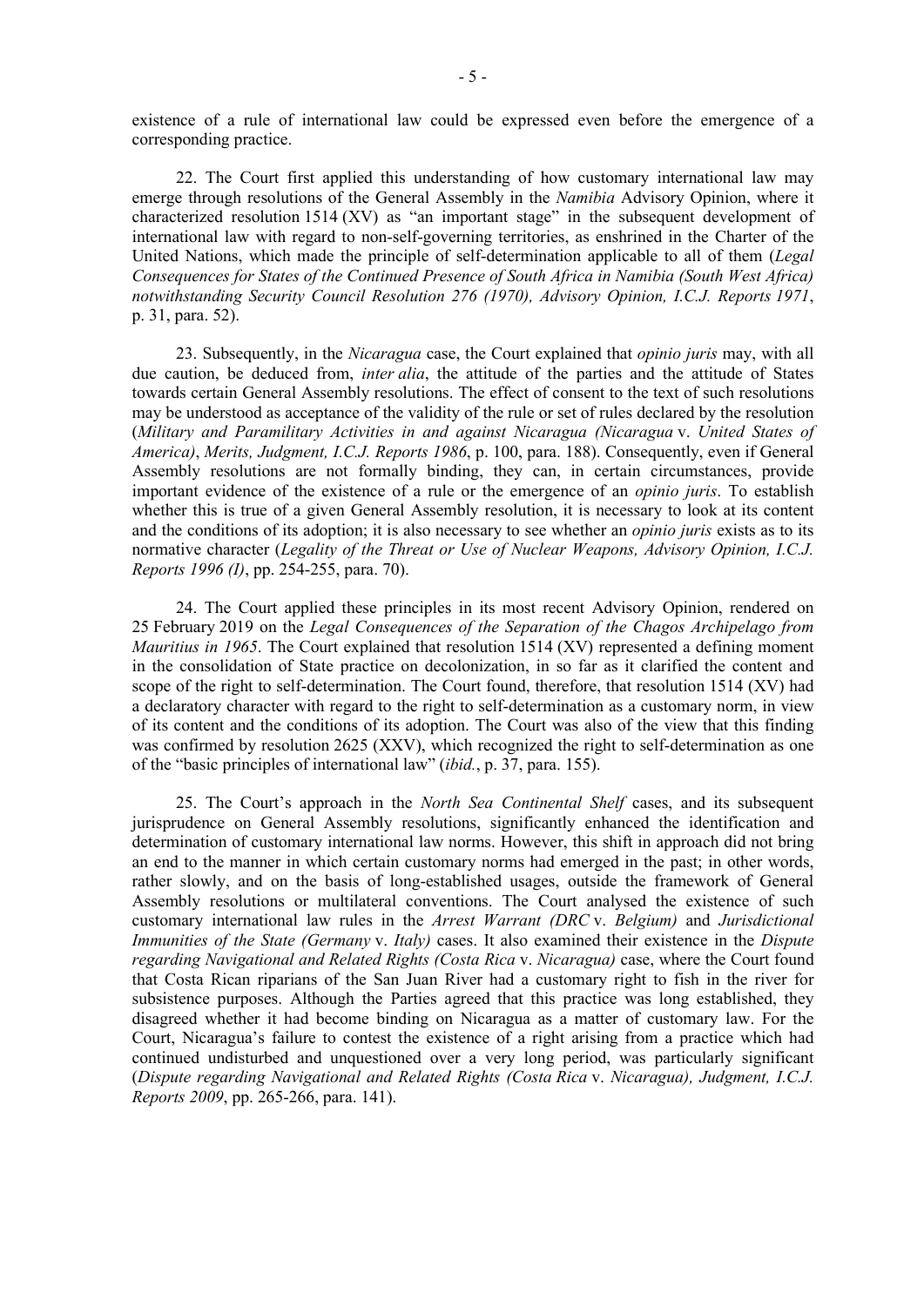existence of a rule of international law could be expressed even before the emergence of a corresponding practice.

22. The Court first applied this understanding of how customary international law may emerge through resolutions of the General Assembly in the *Namibia* Advisory Opinion, where it characterized resolution 1514 (XV) as "an important stage" in the subsequent development of international law with regard to non-self-governing territories, as enshrined in the Charter of the United Nations, which made the principle of self-determination applicable to all of them (*Legal Consequences for States of the Continued Presence of South Africa in Namibia (South West Africa) notwithstanding Security Council Resolution 276 (1970), Advisory Opinion, I.C.J. Reports 1971*, p. 31, para. 52).

23. Subsequently, in the *Nicaragua* case, the Court explained that *opinio juris* may, with all due caution, be deduced from, *inter alia*, the attitude of the parties and the attitude of States towards certain General Assembly resolutions. The effect of consent to the text of such resolutions may be understood as acceptance of the validity of the rule or set of rules declared by the resolution (*Military and Paramilitary Activities in and against Nicaragua (Nicaragua* v. *United States of America)*, *Merits, Judgment, I.C.J. Reports 1986*, p. 100, para. 188). Consequently, even if General Assembly resolutions are not formally binding, they can, in certain circumstances, provide important evidence of the existence of a rule or the emergence of an *opinio juris*. To establish whether this is true of a given General Assembly resolution, it is necessary to look at its content and the conditions of its adoption; it is also necessary to see whether an *opinio juris* exists as to its normative character (*Legality of the Threat or Use of Nuclear Weapons, Advisory Opinion, I.C.J. Reports 1996 (I)*, pp. 254-255, para. 70).

24. The Court applied these principles in its most recent Advisory Opinion, rendered on 25 February 2019 on the *Legal Consequences of the Separation of the Chagos Archipelago from Mauritius in 1965*. The Court explained that resolution 1514 (XV) represented a defining moment in the consolidation of State practice on decolonization, in so far as it clarified the content and scope of the right to self-determination. The Court found, therefore, that resolution 1514 (XV) had a declaratory character with regard to the right to self-determination as a customary norm, in view of its content and the conditions of its adoption. The Court was also of the view that this finding was confirmed by resolution 2625 (XXV), which recognized the right to self-determination as one of the "basic principles of international law" (*ibid.*, p. 37, para. 155).

25. The Court's approach in the *North Sea Continental Shelf* cases, and its subsequent jurisprudence on General Assembly resolutions, significantly enhanced the identification and determination of customary international law norms. However, this shift in approach did not bring an end to the manner in which certain customary norms had emerged in the past; in other words, rather slowly, and on the basis of long-established usages, outside the framework of General Assembly resolutions or multilateral conventions. The Court analysed the existence of such customary international law rules in the *Arrest Warrant (DRC* v. *Belgium)* and *Jurisdictional Immunities of the State (Germany* v. *Italy)* cases. It also examined their existence in the *Dispute regarding Navigational and Related Rights (Costa Rica* v. *Nicaragua)* case, where the Court found that Costa Rican riparians of the San Juan River had a customary right to fish in the river for subsistence purposes. Although the Parties agreed that this practice was long established, they disagreed whether it had become binding on Nicaragua as a matter of customary law. For the Court, Nicaragua's failure to contest the existence of a right arising from a practice which had continued undisturbed and unquestioned over a very long period, was particularly significant (*Dispute regarding Navigational and Related Rights (Costa Rica* v. *Nicaragua), Judgment, I.C.J. Reports 2009*, pp. 265-266, para. 141).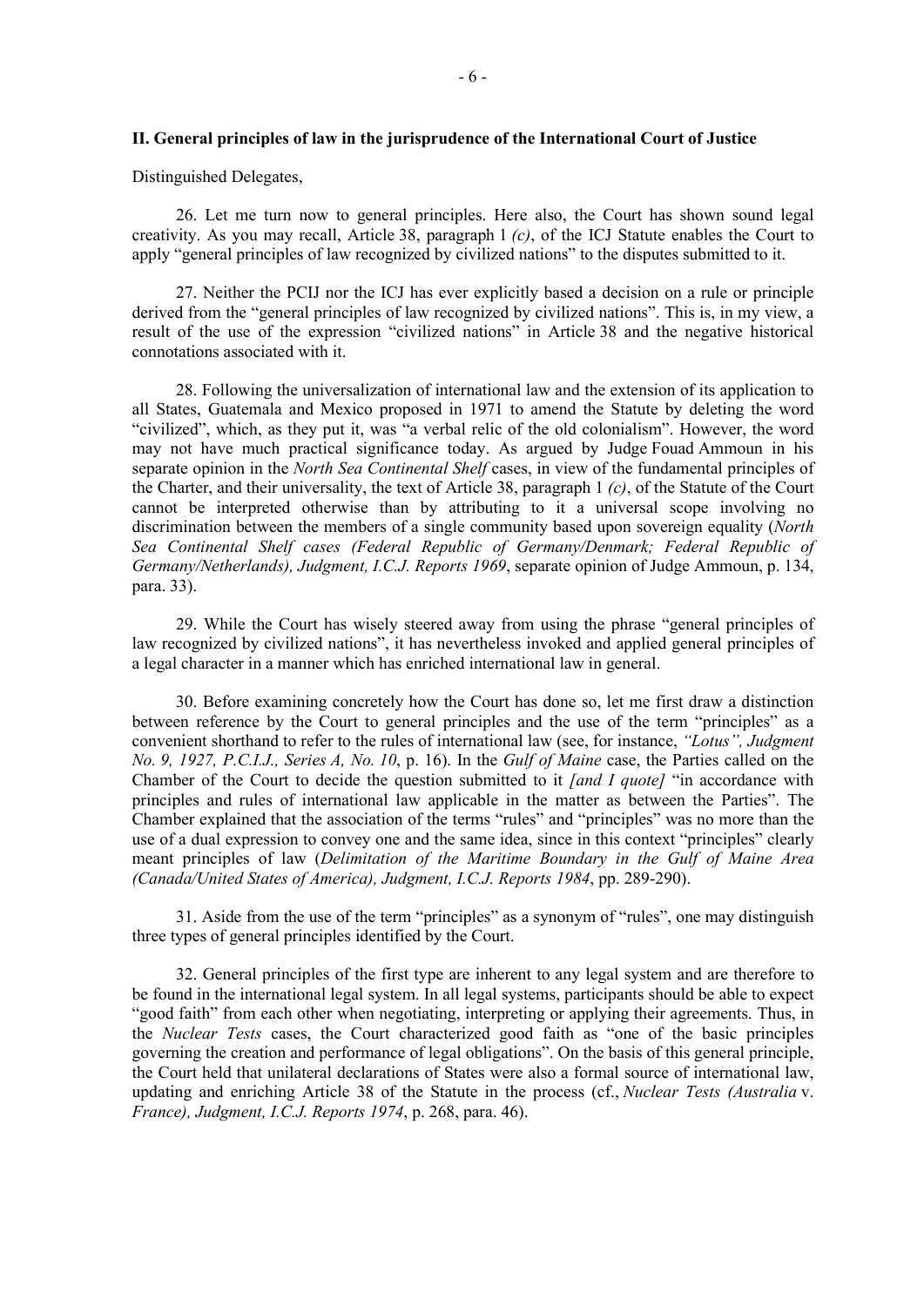## II. General principles of law in the jurisprudence of the International Court of Justice

Distinguished Delegates,

26. Let me turn now to general principles. Here also, the Court has shown sound legal creativity. As you may recall, Article 38, paragraph 1 *(c)*, of the ICJ Statute enables the Court to apply "general principles of law recognized by civilized nations" to the disputes submitted to it.

27. Neither the PCIJ nor the ICJ has ever explicitly based a decision on a rule or principle derived from the "general principles of law recognized by civilized nations". This is, in my view, a result of the use of the expression "civilized nations" in Article 38 and the negative historical connotations associated with it.

28. Following the universalization of international law and the extension of its application to all States, Guatemala and Mexico proposed in 1971 to amend the Statute by deleting the word "civilized", which, as they put it, was "a verbal relic of the old colonialism". However, the word may not have much practical significance today. As argued by Judge Fouad Ammoun in his separate opinion in the *North Sea Continental Shelf* cases, in view of the fundamental principles of the Charter, and their universality, the text of Article 38, paragraph 1 *(c)*, of the Statute of the Court cannot be interpreted otherwise than by attributing to it a universal scope involving no discrimination between the members of a single community based upon sovereign equality (*North Sea Continental Shelf cases (Federal Republic of Germany/Denmark; Federal Republic of Germany/Netherlands), Judgment, I.C.J. Reports 1969*, separate opinion of Judge Ammoun, p. 134, para. 33).

29. While the Court has wisely steered away from using the phrase "general principles of law recognized by civilized nations", it has nevertheless invoked and applied general principles of a legal character in a manner which has enriched international law in general.

30. Before examining concretely how the Court has done so, let me first draw a distinction between reference by the Court to general principles and the use of the term "principles" as a convenient shorthand to refer to the rules of international law (see, for instance, *"Lotus", Judgment No. 9, 1927, P.C.I.J., Series A, No. 10*, p. 16). In the *Gulf of Maine* case, the Parties called on the Chamber of the Court to decide the question submitted to it *[and I quote]* "in accordance with principles and rules of international law applicable in the matter as between the Parties". The Chamber explained that the association of the terms "rules" and "principles" was no more than the use of a dual expression to convey one and the same idea, since in this context "principles" clearly meant principles of law (*Delimitation of the Maritime Boundary in the Gulf of Maine Area (Canada/United States of America), Judgment, I.C.J. Reports 1984*, pp. 289-290).

31. Aside from the use of the term "principles" as a synonym of "rules", one may distinguish three types of general principles identified by the Court.

32. General principles of the first type are inherent to any legal system and are therefore to be found in the international legal system. In all legal systems, participants should be able to expect "good faith" from each other when negotiating, interpreting or applying their agreements. Thus, in the *Nuclear Tests* cases, the Court characterized good faith as "one of the basic principles governing the creation and performance of legal obligations". On the basis of this general principle, the Court held that unilateral declarations of States were also a formal source of international law, updating and enriching Article 38 of the Statute in the process (cf., *Nuclear Tests (Australia* v. *France), Judgment, I.C.J. Reports 1974*, p. 268, para. 46).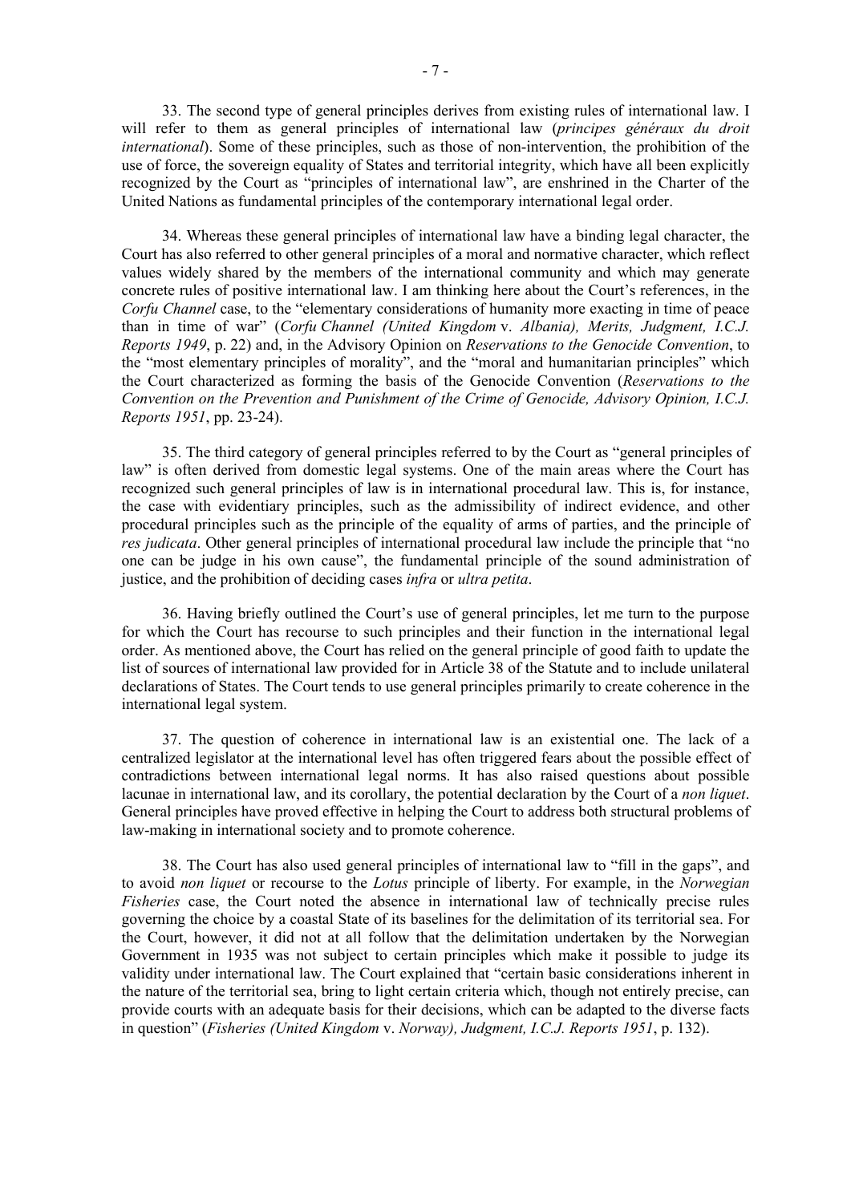33. The second type of general principles derives from existing rules of international law. I will refer to them as general principles of international law (*principes généraux du droit international*). Some of these principles, such as those of non-intervention, the prohibition of the use of force, the sovereign equality of States and territorial integrity, which have all been explicitly recognized by the Court as "principles of international law", are enshrined in the Charter of the United Nations as fundamental principles of the contemporary international legal order.

34. Whereas these general principles of international law have a binding legal character, the Court has also referred to other general principles of a moral and normative character, which reflect values widely shared by the members of the international community and which may generate concrete rules of positive international law. I am thinking here about the Court's references, in the *Corfu Channel* case, to the "elementary considerations of humanity more exacting in time of peace than in time of war" (*Corfu Channel (United Kingdom* v. *Albania), Merits, Judgment, I.C.J. Reports 1949*, p. 22) and, in the Advisory Opinion on *Reservations to the Genocide Convention*, to the "most elementary principles of morality", and the "moral and humanitarian principles" which the Court characterized as forming the basis of the Genocide Convention (*Reservations to the Convention on the Prevention and Punishment of the Crime of Genocide, Advisory Opinion, I.C.J. Reports 1951*, pp. 23-24).

35. The third category of general principles referred to by the Court as "general principles of law" is often derived from domestic legal systems. One of the main areas where the Court has recognized such general principles of law is in international procedural law. This is, for instance, the case with evidentiary principles, such as the admissibility of indirect evidence, and other procedural principles such as the principle of the equality of arms of parties, and the principle of *res judicata*. Other general principles of international procedural law include the principle that "no one can be judge in his own cause", the fundamental principle of the sound administration of justice, and the prohibition of deciding cases *infra* or *ultra petita*.

36. Having briefly outlined the Court's use of general principles, let me turn to the purpose for which the Court has recourse to such principles and their function in the international legal order. As mentioned above, the Court has relied on the general principle of good faith to update the list of sources of international law provided for in Article 38 of the Statute and to include unilateral declarations of States. The Court tends to use general principles primarily to create coherence in the international legal system.

37. The question of coherence in international law is an existential one. The lack of a centralized legislator at the international level has often triggered fears about the possible effect of contradictions between international legal norms. It has also raised questions about possible lacunae in international law, and its corollary, the potential declaration by the Court of a *non liquet*. General principles have proved effective in helping the Court to address both structural problems of law-making in international society and to promote coherence.

38. The Court has also used general principles of international law to "fill in the gaps", and to avoid *non liquet* or recourse to the *Lotus* principle of liberty. For example, in the *Norwegian Fisheries* case, the Court noted the absence in international law of technically precise rules governing the choice by a coastal State of its baselines for the delimitation of its territorial sea. For the Court, however, it did not at all follow that the delimitation undertaken by the Norwegian Government in 1935 was not subject to certain principles which make it possible to judge its validity under international law. The Court explained that "certain basic considerations inherent in the nature of the territorial sea, bring to light certain criteria which, though not entirely precise, can provide courts with an adequate basis for their decisions, which can be adapted to the diverse facts in question" (*Fisheries (United Kingdom* v. *Norway), Judgment, I.C.J. Reports 1951*, p. 132).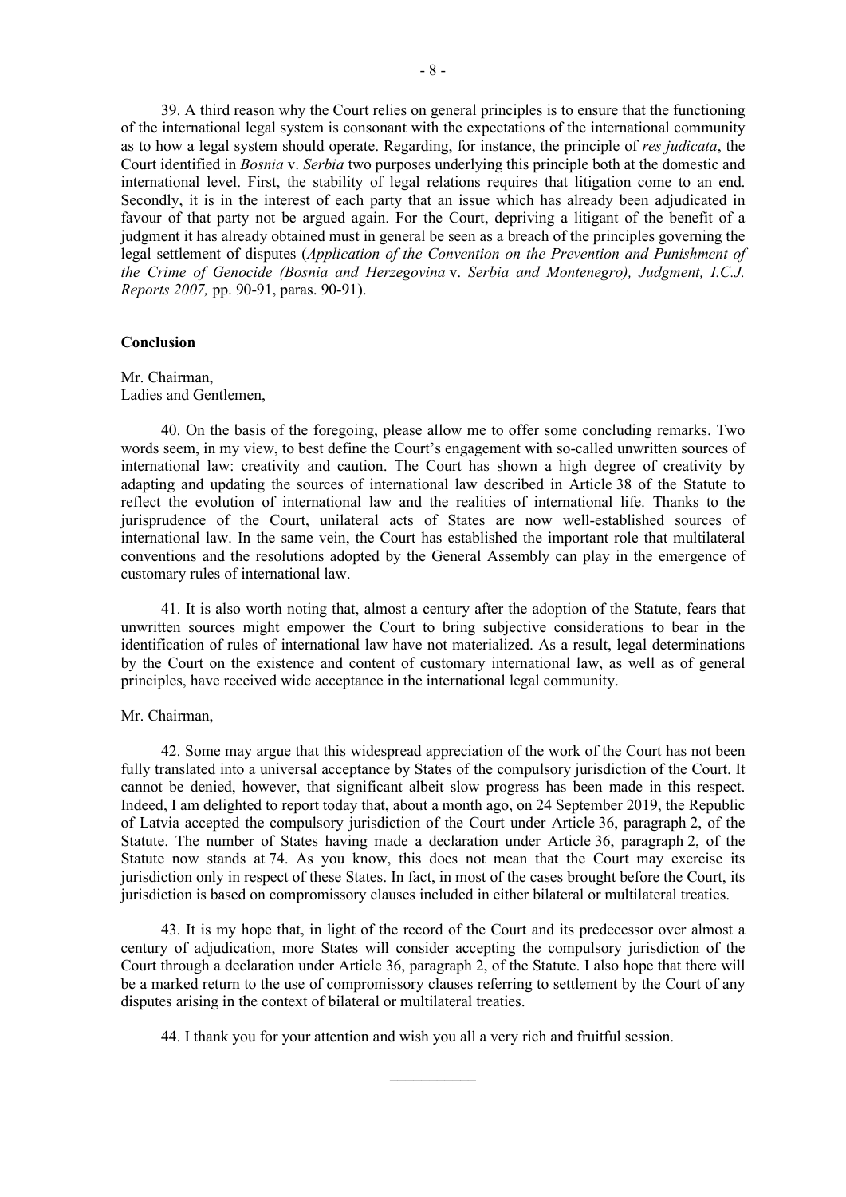39. A third reason why the Court relies on general principles is to ensure that the functioning of the international legal system is consonant with the expectations of the international community as to how a legal system should operate. Regarding, for instance, the principle of *res judicata*, the Court identified in *Bosnia* v. *Serbia* two purposes underlying this principle both at the domestic and international level. First, the stability of legal relations requires that litigation come to an end. Secondly, it is in the interest of each party that an issue which has already been adjudicated in favour of that party not be argued again. For the Court, depriving a litigant of the benefit of a judgment it has already obtained must in general be seen as a breach of the principles governing the legal settlement of disputes (*Application of the Convention on the Prevention and Punishment of the Crime of Genocide (Bosnia and Herzegovina* v. *Serbia and Montenegro), Judgment, I.C.J. Reports 2007,* pp. 90-91, paras. 90-91).

**Conclusion**

Mr. Chairman,
Ladies and Gentlemen,

40. On the basis of the foregoing, please allow me to offer some concluding remarks. Two words seem, in my view, to best define the Court's engagement with so-called unwritten sources of international law: creativity and caution. The Court has shown a high degree of creativity by adapting and updating the sources of international law described in Article 38 of the Statute to reflect the evolution of international law and the realities of international life. Thanks to the jurisprudence of the Court, unilateral acts of States are now well-established sources of international law. In the same vein, the Court has established the important role that multilateral conventions and the resolutions adopted by the General Assembly can play in the emergence of customary rules of international law.

41. It is also worth noting that, almost a century after the adoption of the Statute, fears that unwritten sources might empower the Court to bring subjective considerations to bear in the identification of rules of international law have not materialized. As a result, legal determinations by the Court on the existence and content of customary international law, as well as of general principles, have received wide acceptance in the international legal community.

Mr. Chairman,

42. Some may argue that this widespread appreciation of the work of the Court has not been fully translated into a universal acceptance by States of the compulsory jurisdiction of the Court. It cannot be denied, however, that significant albeit slow progress has been made in this respect. Indeed, I am delighted to report today that, about a month ago, on 24 September 2019, the Republic of Latvia accepted the compulsory jurisdiction of the Court under Article 36, paragraph 2, of the Statute. The number of States having made a declaration under Article 36, paragraph 2, of the Statute now stands at 74. As you know, this does not mean that the Court may exercise its jurisdiction only in respect of these States. In fact, in most of the cases brought before the Court, its jurisdiction is based on compromissory clauses included in either bilateral or multilateral treaties.

43. It is my hope that, in light of the record of the Court and its predecessor over almost a century of adjudication, more States will consider accepting the compulsory jurisdiction of the Court through a declaration under Article 36, paragraph 2, of the Statute. I also hope that there will be a marked return to the use of compromissory clauses referring to settlement by the Court of any disputes arising in the context of bilateral or multilateral treaties.

44. I thank you for your attention and wish you all a very rich and fruitful session.

___________